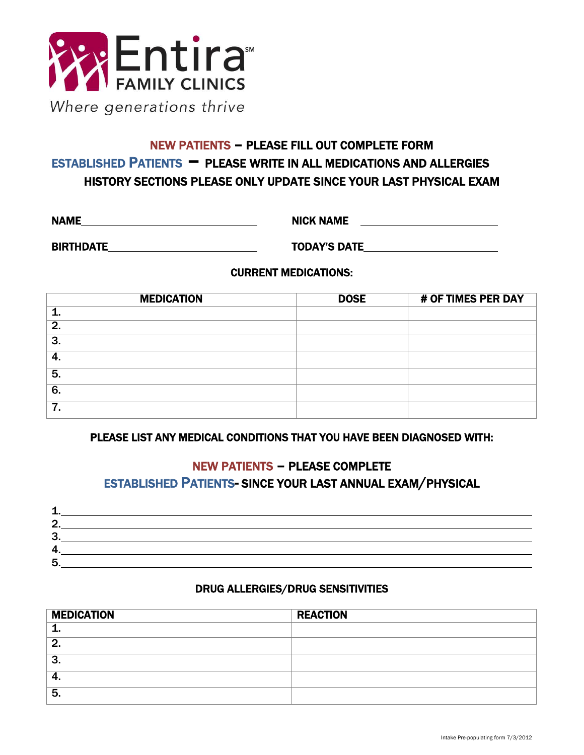Entira[SM]
FAMILY CLINICS
*Where generations thrive*

**NEW PATIENTS – PLEASE FILL OUT COMPLETE FORM**

**ESTABLISHED PATIENTS – PLEASE WRITE IN ALL MEDICATIONS AND ALLERGIES**

**HISTORY SECTIONS PLEASE ONLY UPDATE SINCE YOUR LAST PHYSICAL EXAM**

**NAME**\_\_\_\_\_\_\_\_\_\_\_\_\_\_\_\_\_\_\_\_\_\_\_\_\_\_\_\_\_\_ **NICK NAME** \_\_\_\_\_\_\_\_\_\_\_\_\_\_\_\_\_\_\_\_\_\_\_\_

**BIRTHDATE**\_\_\_\_\_\_\_\_\_\_\_\_\_\_\_\_\_\_\_\_\_\_\_\_\_\_ **TODAY'S DATE**\_\_\_\_\_\_\_\_\_\_\_\_\_\_\_\_\_\_\_\_\_\_\_\_

## CURRENT MEDICATIONS:

| MEDICATION | DOSE | # OF TIMES PER DAY |
|---|---|---|
| 1. | | |
| 2. | | |
| 3. | | |
| 4. | | |
| 5. | | |
| 6. | | |
| 7. | | |

## PLEASE LIST ANY MEDICAL CONDITIONS THAT YOU HAVE BEEN DIAGNOSED WITH:

**NEW PATIENTS – PLEASE COMPLETE**

**ESTABLISHED PATIENTS- SINCE YOUR LAST ANNUAL EXAM/PHYSICAL**

1. \_\_\_\_\_\_\_\_\_\_\_\_\_\_\_\_\_\_\_\_\_\_\_\_\_\_\_\_\_\_\_\_\_\_\_\_\_\_\_\_\_\_\_\_\_\_\_\_\_\_\_\_\_\_\_\_
2. \_\_\_\_\_\_\_\_\_\_\_\_\_\_\_\_\_\_\_\_\_\_\_\_\_\_\_\_\_\_\_\_\_\_\_\_\_\_\_\_\_\_\_\_\_\_\_\_\_\_\_\_\_\_\_\_
3. \_\_\_\_\_\_\_\_\_\_\_\_\_\_\_\_\_\_\_\_\_\_\_\_\_\_\_\_\_\_\_\_\_\_\_\_\_\_\_\_\_\_\_\_\_\_\_\_\_\_\_\_\_\_\_\_
4. \_\_\_\_\_\_\_\_\_\_\_\_\_\_\_\_\_\_\_\_\_\_\_\_\_\_\_\_\_\_\_\_\_\_\_\_\_\_\_\_\_\_\_\_\_\_\_\_\_\_\_\_\_\_\_\_
5. \_\_\_\_\_\_\_\_\_\_\_\_\_\_\_\_\_\_\_\_\_\_\_\_\_\_\_\_\_\_\_\_\_\_\_\_\_\_\_\_\_\_\_\_\_\_\_\_\_\_\_\_\_\_\_\_

## DRUG ALLERGIES/DRUG SENSITIVITIES

| MEDICATION | REACTION |
|---|---|
| 1. | |
| 2. | |
| 3. | |
| 4. | |
| 5. | |

Intake Pre-populating form 7/3/2012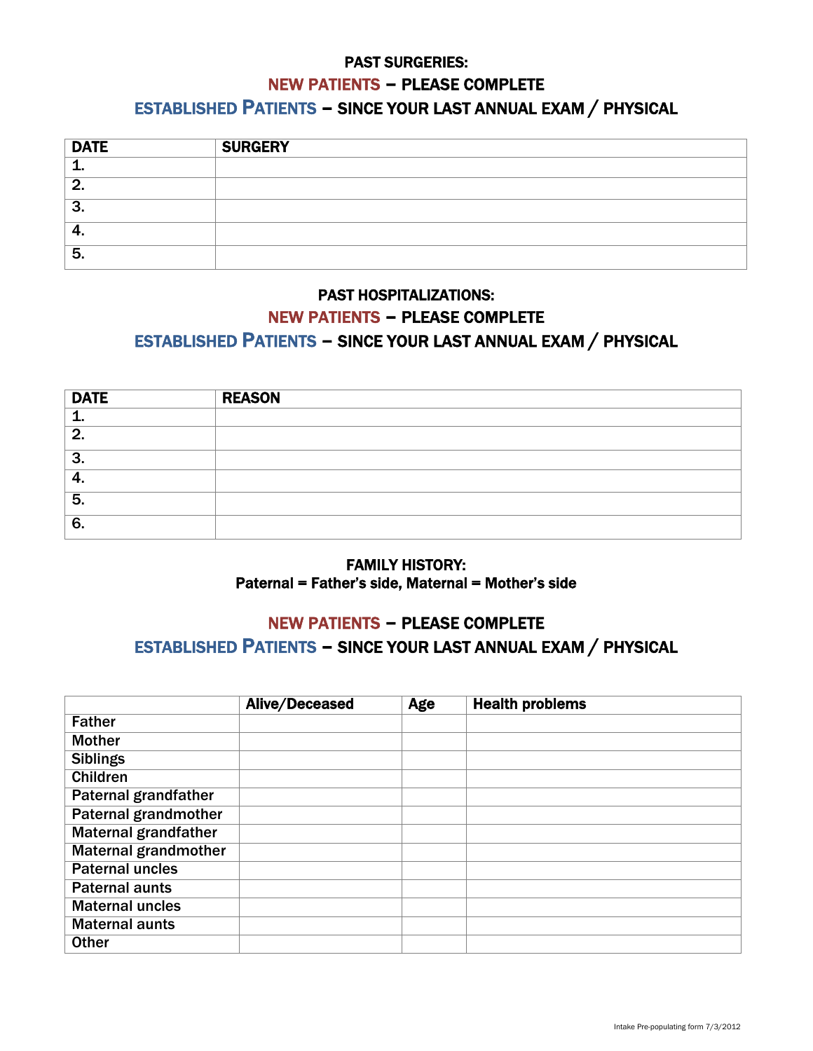## PAST SURGERIES:

**NEW PATIENTS – PLEASE COMPLETE**

**ESTABLISHED PATIENTS – SINCE YOUR LAST ANNUAL EXAM / PHYSICAL**

| DATE | SURGERY |
|---|---|
| 1. | |
| 2. | |
| 3. | |
| 4. | |
| 5. | |

## PAST HOSPITALIZATIONS:

**NEW PATIENTS – PLEASE COMPLETE**

**ESTABLISHED PATIENTS – SINCE YOUR LAST ANNUAL EXAM / PHYSICAL**

| DATE | REASON |
|---|---|
| 1. | |
| 2. | |
| 3. | |
| 4. | |
| 5. | |
| 6. | |

## FAMILY HISTORY:

**Paternal = Father's side, Maternal = Mother's side**

**NEW PATIENTS – PLEASE COMPLETE**

**ESTABLISHED PATIENTS – SINCE YOUR LAST ANNUAL EXAM / PHYSICAL**

| | Alive/Deceased | Age | Health problems |
|---|---|---|---|
| Father | | | |
| Mother | | | |
| Siblings | | | |
| Children | | | |
| Paternal grandfather | | | |
| Paternal grandmother | | | |
| Maternal grandfather | | | |
| Maternal grandmother | | | |
| Paternal uncles | | | |
| Paternal aunts | | | |
| Maternal uncles | | | |
| Maternal aunts | | | |
| Other | | | |

Intake Pre-populating form 7/3/2012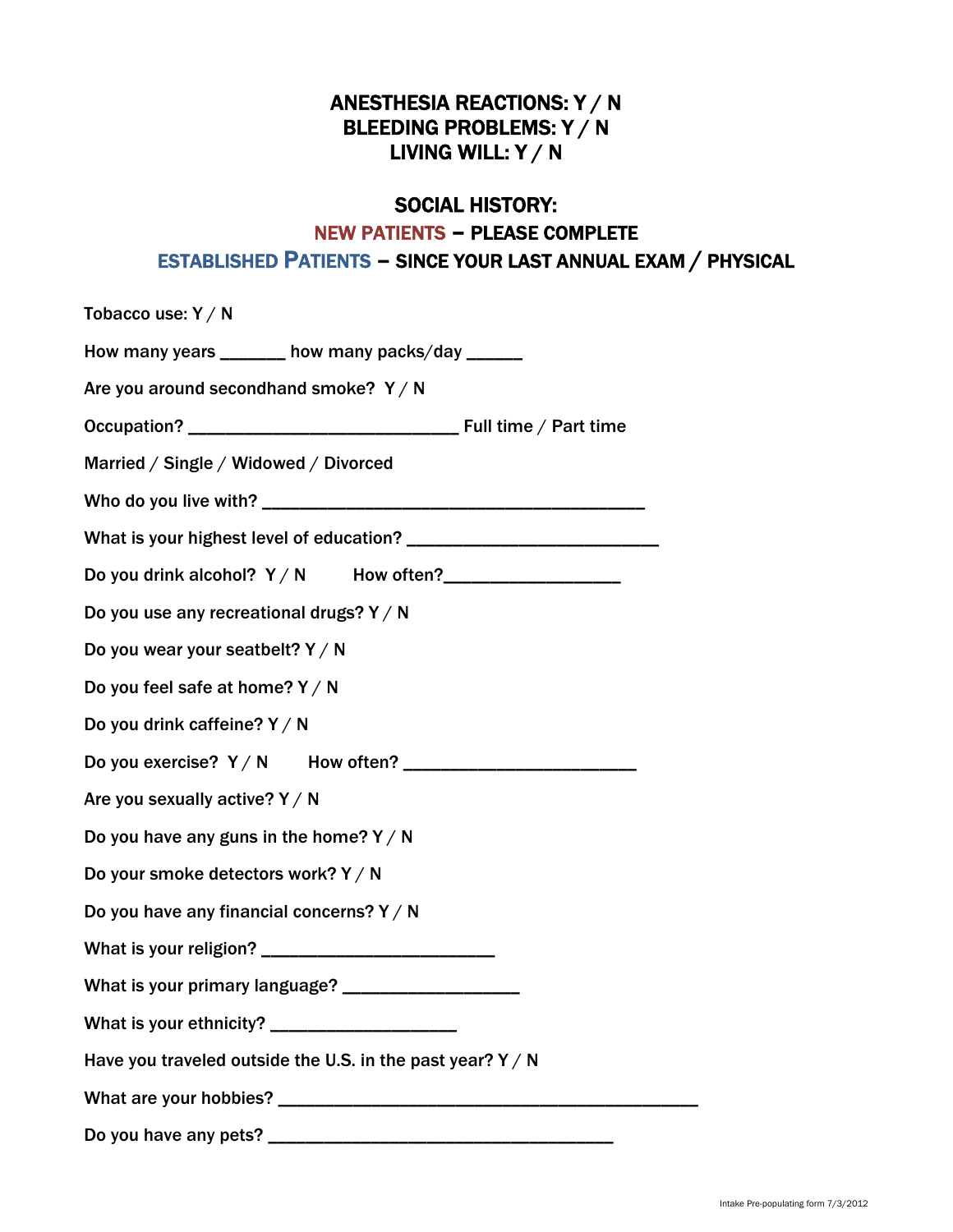**ANESTHESIA REACTIONS: Y / N**
**BLEEDING PROBLEMS: Y / N**
**LIVING WILL: Y / N**

## SOCIAL HISTORY:

**NEW PATIENTS – PLEASE COMPLETE**

**ESTABLISHED PATIENTS – SINCE YOUR LAST ANNUAL EXAM / PHYSICAL**

Tobacco use: Y / N

How many years _______ how many packs/day ______

Are you around secondhand smoke? Y / N

Occupation? _____________________________ Full time / Part time

Married / Single / Widowed / Divorced

Who do you live with? __________________________________________

What is your highest level of education? ___________________________

Do you drink alcohol? Y / N How often?___________________

Do you use any recreational drugs? Y / N

Do you wear your seatbelt? Y / N

Do you feel safe at home? Y / N

Do you drink caffeine? Y / N

Do you exercise? Y / N How often? _________________________

Are you sexually active? Y / N

Do you have any guns in the home? Y / N

Do your smoke detectors work? Y / N

Do you have any financial concerns? Y / N

What is your religion? _________________________

What is your primary language? ___________________

What is your ethnicity? ____________________

Have you traveled outside the U.S. in the past year? Y / N

What are your hobbies? ______________________________________________

Do you have any pets? ______________________________________

Intake Pre-populating form 7/3/2012